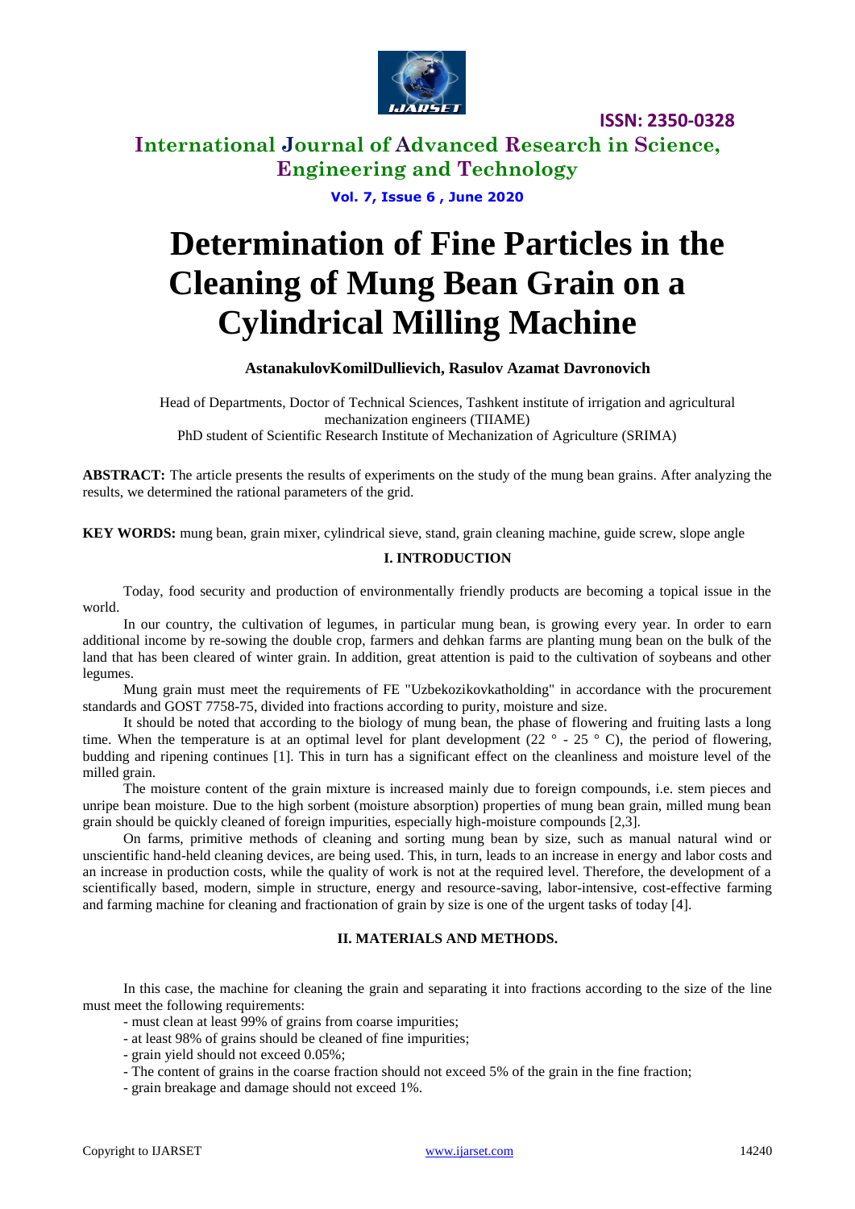# Determination of Fine Particles in the Cleaning of Mung Bean Grain on a Cylindrical Milling Machine

**AstanakulovKomilDullievich, Rasulov Azamat Davronovich**

Head of Departments, Doctor of Technical Sciences, Tashkent institute of irrigation and agricultural mechanization engineers (TIIAME)

PhD student of Scientific Research Institute of Mechanization of Agriculture (SRIMA)

**ABSTRACT:** The article presents the results of experiments on the study of the mung bean grains. After analyzing the results, we determined the rational parameters of the grid.

**KEY WORDS:** mung bean, grain mixer, cylindrical sieve, stand, grain cleaning machine, guide screw, slope angle

## I. INTRODUCTION

Today, food security and production of environmentally friendly products are becoming a topical issue in the world.

In our country, the cultivation of legumes, in particular mung bean, is growing every year. In order to earn additional income by re-sowing the double crop, farmers and dehkan farms are planting mung bean on the bulk of the land that has been cleared of winter grain. In addition, great attention is paid to the cultivation of soybeans and other legumes.

Mung grain must meet the requirements of FE "Uzbekozikovkatholding" in accordance with the procurement standards and GOST 7758-75, divided into fractions according to purity, moisture and size.

It should be noted that according to the biology of mung bean, the phase of flowering and fruiting lasts a long time. When the temperature is at an optimal level for plant development (22 ° - 25 ° C), the period of flowering, budding and ripening continues [1]. This in turn has a significant effect on the cleanliness and moisture level of the milled grain.

The moisture content of the grain mixture is increased mainly due to foreign compounds, i.e. stem pieces and unripe bean moisture. Due to the high sorbent (moisture absorption) properties of mung bean grain, milled mung bean grain should be quickly cleaned of foreign impurities, especially high-moisture compounds [2,3].

On farms, primitive methods of cleaning and sorting mung bean by size, such as manual natural wind or unscientific hand-held cleaning devices, are being used. This, in turn, leads to an increase in energy and labor costs and an increase in production costs, while the quality of work is not at the required level. Therefore, the development of a scientifically based, modern, simple in structure, energy and resource-saving, labor-intensive, cost-effective farming and farming machine for cleaning and fractionation of grain by size is one of the urgent tasks of today [4].

## II. MATERIALS AND METHODS.

In this case, the machine for cleaning the grain and separating it into fractions according to the size of the line must meet the following requirements:

- must clean at least 99% of grains from coarse impurities;
- at least 98% of grains should be cleaned of fine impurities;
- grain yield should not exceed 0.05%;
- The content of grains in the coarse fraction should not exceed 5% of the grain in the fine fraction;
- grain breakage and damage should not exceed 1%.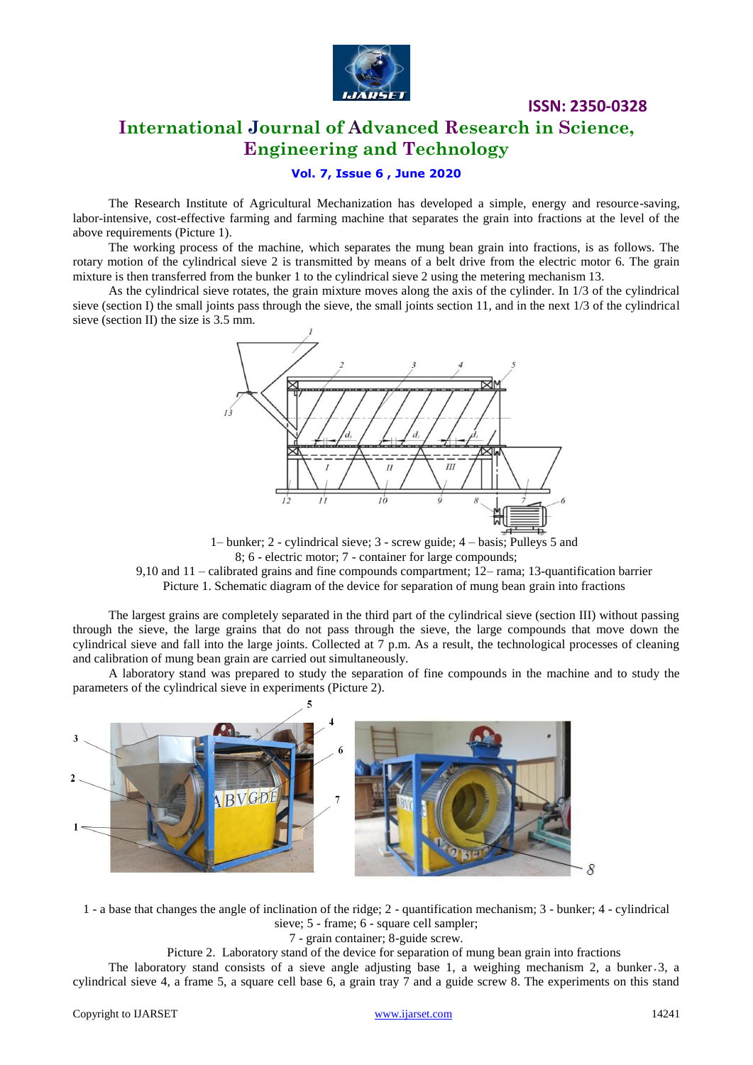The Research Institute of Agricultural Mechanization has developed a simple, energy and resource-saving, labor-intensive, cost-effective farming and farming machine that separates the grain into fractions at the level of the above requirements (Picture 1).

The working process of the machine, which separates the mung bean grain into fractions, is as follows. The rotary motion of the cylindrical sieve 2 is transmitted by means of a belt drive from the electric motor 6. The grain mixture is then transferred from the bunker 1 to the cylindrical sieve 2 using the metering mechanism 13.

As the cylindrical sieve rotates, the grain mixture moves along the axis of the cylinder. In 1/3 of the cylindrical sieve (section I) the small joints pass through the sieve, the small joints section 11, and in the next 1/3 of the cylindrical sieve (section II) the size is 3.5 mm.

1– bunker; 2 - cylindrical sieve; 3 - screw guide; 4 – basis; Pulleys 5 and 8; 6 - electric motor; 7 - container for large compounds;
9,10 and 11 – calibrated grains and fine compounds compartment; 12– rama; 13-quantification barrier
Picture 1. Schematic diagram of the device for separation of mung bean grain into fractions

The largest grains are completely separated in the third part of the cylindrical sieve (section III) without passing through the sieve, the large grains that do not pass through the sieve, the large compounds that move down the cylindrical sieve and fall into the large joints. Collected at 7 p.m. As a result, the technological processes of cleaning and calibration of mung bean grain are carried out simultaneously.

A laboratory stand was prepared to study the separation of fine compounds in the machine and to study the parameters of the cylindrical sieve in experiments (Picture 2).

1 - a base that changes the angle of inclination of the ridge; 2 - quantification mechanism; 3 - bunker; 4 - cylindrical sieve; 5 - frame; 6 - square cell sampler;
7 - grain container; 8-guide screw.
Picture 2. Laboratory stand of the device for separation of mung bean grain into fractions

The laboratory stand consists of a sieve angle adjusting base 1, a weighing mechanism 2, a bunker 3, a cylindrical sieve 4, a frame 5, a square cell base 6, a grain tray 7 and a guide screw 8. The experiments on this stand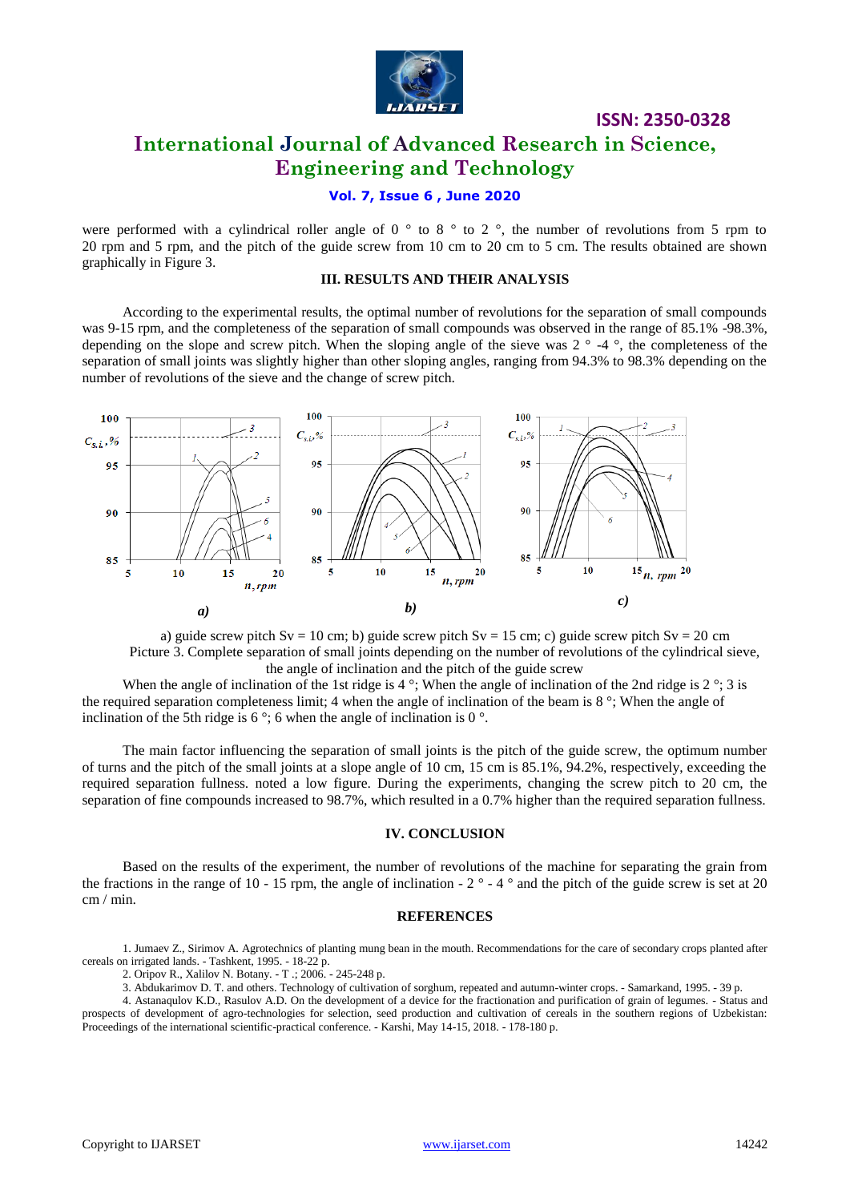were performed with a cylindrical roller angle of 0 ° to 8 ° to 2 °, the number of revolutions from 5 rpm to 20 rpm and 5 rpm, and the pitch of the guide screw from 10 cm to 20 cm to 5 cm. The results obtained are shown graphically in Figure 3.

## III. RESULTS AND THEIR ANALYSIS

According to the experimental results, the optimal number of revolutions for the separation of small compounds was 9-15 rpm, and the completeness of the separation of small compounds was observed in the range of 85.1% -98.3%, depending on the slope and screw pitch. When the sloping angle of the sieve was 2 ° -4 °, the completeness of the separation of small joints was slightly higher than other sloping angles, ranging from 94.3% to 98.3% depending on the number of revolutions of the sieve and the change of screw pitch.

100
$C_{s.i.}$,%
95
90
85
5 10 15 20
$n$, rpm
1 2 3 4 5 6
a)

100
$C_{s.i.}$,%
95
90
85
5 10 15 20
$n$, rpm
1 2 3 4 5 6
b)

100
$C_{s.i.}$,%
95
90
85
5 10 15 20
$n$, rpm
1 2 3 4 5 6
c)

a) guide screw pitch Sv = 10 cm; b) guide screw pitch Sv = 15 cm; c) guide screw pitch Sv = 20 cm
Picture 3. Complete separation of small joints depending on the number of revolutions of the cylindrical sieve, the angle of inclination and the pitch of the guide screw

When the angle of inclination of the 1st ridge is 4 °; When the angle of inclination of the 2nd ridge is 2 °; 3 is the required separation completeness limit; 4 when the angle of inclination of the beam is 8 °; When the angle of inclination of the 5th ridge is 6 °; 6 when the angle of inclination is 0 °.

The main factor influencing the separation of small joints is the pitch of the guide screw, the optimum number of turns and the pitch of the small joints at a slope angle of 10 cm, 15 cm is 85.1%, 94.2%, respectively, exceeding the required separation fullness. noted a low figure. During the experiments, changing the screw pitch to 20 cm, the separation of fine compounds increased to 98.7%, which resulted in a 0.7% higher than the required separation fullness.

## IV. CONCLUSION

Based on the results of the experiment, the number of revolutions of the machine for separating the grain from the fractions in the range of 10 - 15 rpm, the angle of inclination - 2 ° - 4 ° and the pitch of the guide screw is set at 20 cm / min.

## REFERENCES

1. Jumaev Z., Sirimov A. Agrotechnics of planting mung bean in the mouth. Recommendations for the care of secondary crops planted after cereals on irrigated lands. - Tashkent, 1995. - 18-22 p.
2. Oripov R., Xalilov N. Botany. - T .; 2006. - 245-248 p.
3. Abdukarimov D. T. and others. Technology of cultivation of sorghum, repeated and autumn-winter crops. - Samarkand, 1995. - 39 p.
4. Astanaqulov K.D., Rasulov A.D. On the development of a device for the fractionation and purification of grain of legumes. - Status and prospects of development of agro-technologies for selection, seed production and cultivation of cereals in the southern regions of Uzbekistan: Proceedings of the international scientific-practical conference. - Karshi, May 14-15, 2018. - 178-180 p.